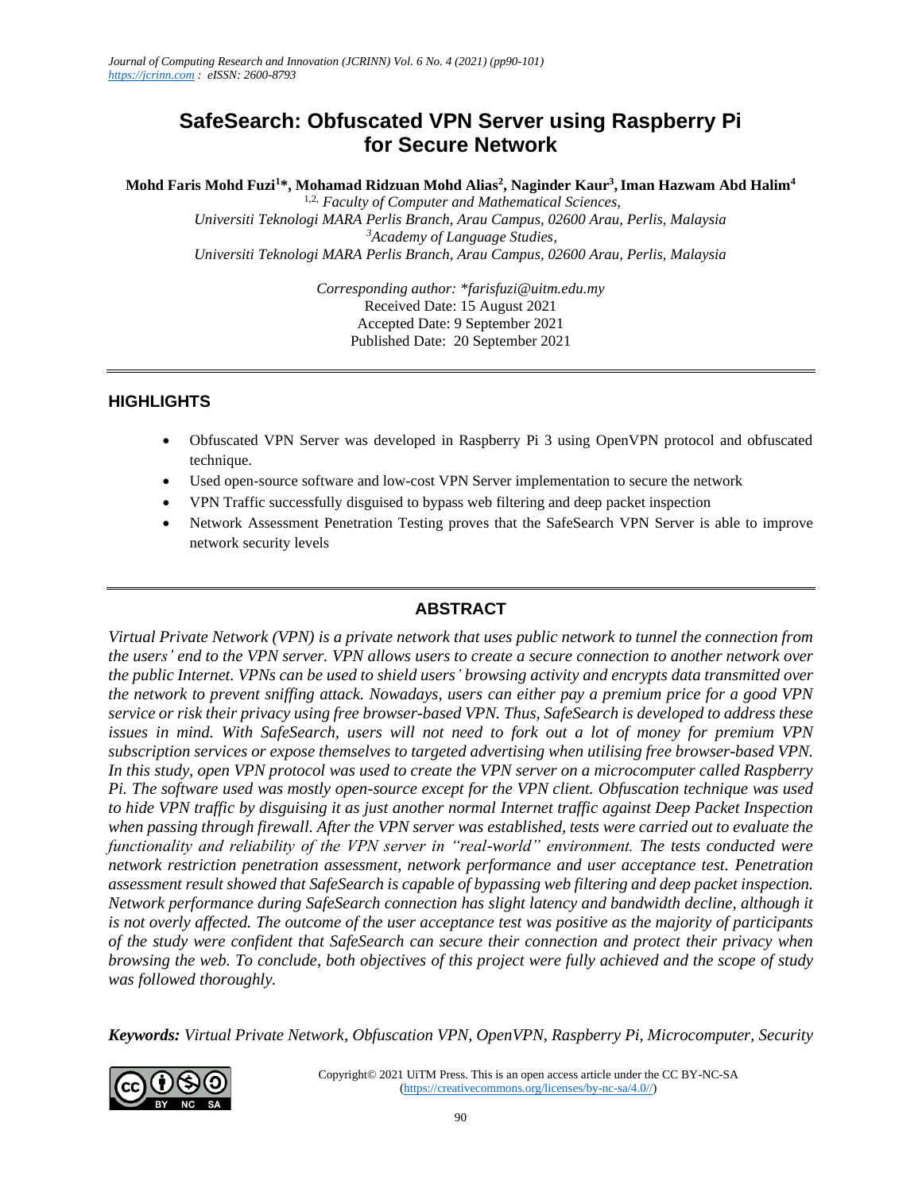# SafeSearch: Obfuscated VPN Server using Raspberry Pi for Secure Network

**Mohd Faris Mohd Fuzi[1]*, Mohamad Ridzuan Mohd Alias[2], Naginder Kaur[3], Iman Hazwam Abd Halim[4]**

[1,2] *Faculty of Computer and Mathematical Sciences, Universiti Teknologi MARA Perlis Branch, Arau Campus, 02600 Arau, Perlis, Malaysia*

[3] *Academy of Language Studies, Universiti Teknologi MARA Perlis Branch, Arau Campus, 02600 Arau, Perlis, Malaysia*

*Corresponding author: *farisfuzi@uitm.edu.my*
Received Date: 15 August 2021
Accepted Date: 9 September 2021
Published Date: 20 September 2021

## HIGHLIGHTS

- Obfuscated VPN Server was developed in Raspberry Pi 3 using OpenVPN protocol and obfuscated technique.
- Used open-source software and low-cost VPN Server implementation to secure the network
- VPN Traffic successfully disguised to bypass web filtering and deep packet inspection
- Network Assessment Penetration Testing proves that the SafeSearch VPN Server is able to improve network security levels

## ABSTRACT

*Virtual Private Network (VPN) is a private network that uses public network to tunnel the connection from the users' end to the VPN server. VPN allows users to create a secure connection to another network over the public Internet. VPNs can be used to shield users' browsing activity and encrypts data transmitted over the network to prevent sniffing attack. Nowadays, users can either pay a premium price for a good VPN service or risk their privacy using free browser-based VPN. Thus, SafeSearch is developed to address these issues in mind. With SafeSearch, users will not need to fork out a lot of money for premium VPN subscription services or expose themselves to targeted advertising when utilising free browser-based VPN. In this study, open VPN protocol was used to create the VPN server on a microcomputer called Raspberry Pi. The software used was mostly open-source except for the VPN client. Obfuscation technique was used to hide VPN traffic by disguising it as just another normal Internet traffic against Deep Packet Inspection when passing through firewall. After the VPN server was established, tests were carried out to evaluate the functionality and reliability of the VPN server in "real-world" environment. The tests conducted were network restriction penetration assessment, network performance and user acceptance test. Penetration assessment result showed that SafeSearch is capable of bypassing web filtering and deep packet inspection. Network performance during SafeSearch connection has slight latency and bandwidth decline, although it is not overly affected. The outcome of the user acceptance test was positive as the majority of participants of the study were confident that SafeSearch can secure their connection and protect their privacy when browsing the web. To conclude, both objectives of this project were fully achieved and the scope of study was followed thoroughly.*

**Keywords:** *Virtual Private Network, Obfuscation VPN, OpenVPN, Raspberry Pi, Microcomputer, Security*

Copyright© 2021 UiTM Press. This is an open access article under the CC BY-NC-SA (https://creativecommons.org/licenses/by-nc-sa/4.0//)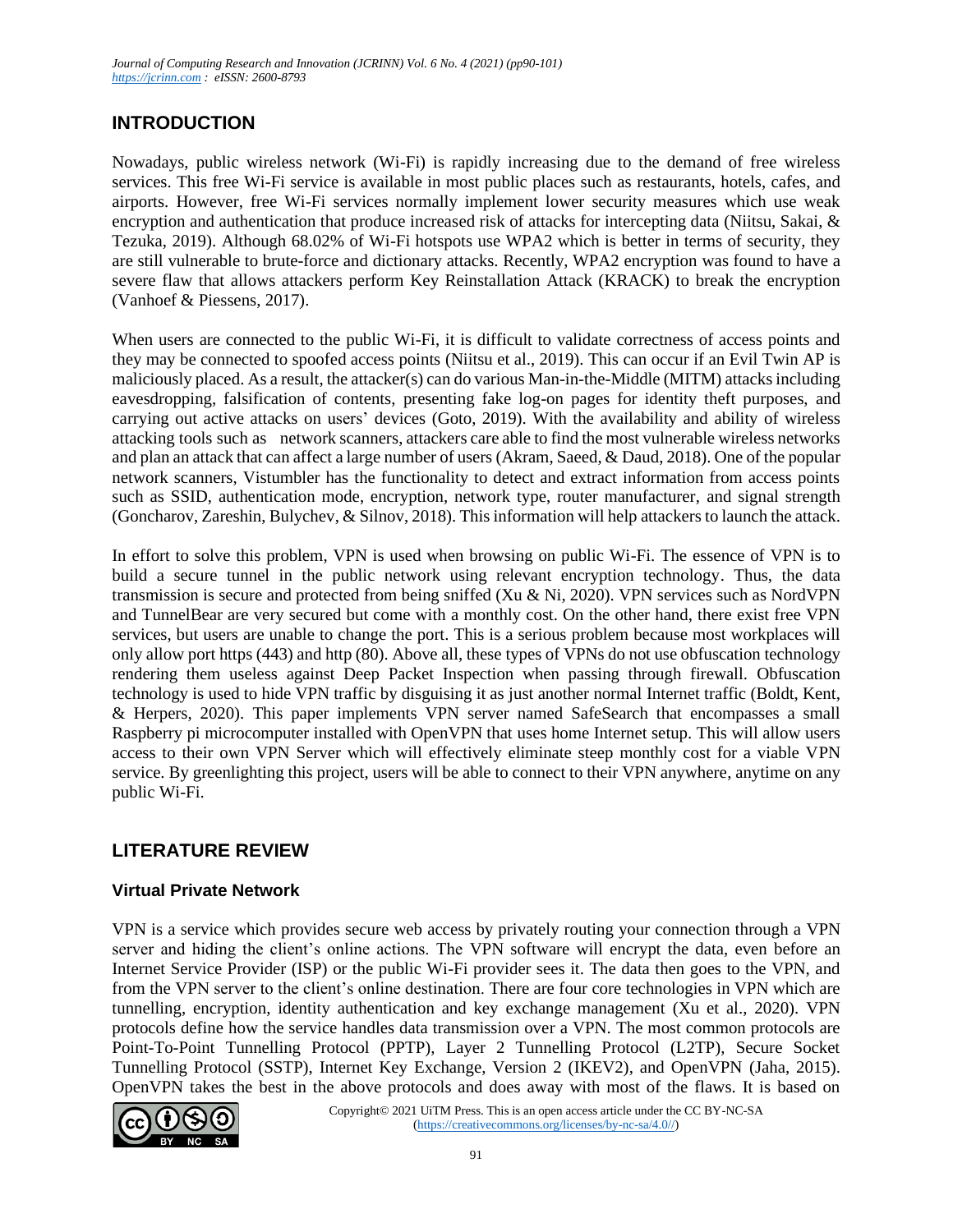## INTRODUCTION

Nowadays, public wireless network (Wi-Fi) is rapidly increasing due to the demand of free wireless services. This free Wi-Fi service is available in most public places such as restaurants, hotels, cafes, and airports. However, free Wi-Fi services normally implement lower security measures which use weak encryption and authentication that produce increased risk of attacks for intercepting data (Niitsu, Sakai, & Tezuka, 2019). Although 68.02% of Wi-Fi hotspots use WPA2 which is better in terms of security, they are still vulnerable to brute-force and dictionary attacks. Recently, WPA2 encryption was found to have a severe flaw that allows attackers perform Key Reinstallation Attack (KRACK) to break the encryption (Vanhoef & Piessens, 2017).

When users are connected to the public Wi-Fi, it is difficult to validate correctness of access points and they may be connected to spoofed access points (Niitsu et al., 2019). This can occur if an Evil Twin AP is maliciously placed. As a result, the attacker(s) can do various Man-in-the-Middle (MITM) attacks including eavesdropping, falsification of contents, presenting fake log-on pages for identity theft purposes, and carrying out active attacks on users' devices (Goto, 2019). With the availability and ability of wireless attacking tools such as network scanners, attackers care able to find the most vulnerable wireless networks and plan an attack that can affect a large number of users (Akram, Saeed, & Daud, 2018). One of the popular network scanners, Vistumbler has the functionality to detect and extract information from access points such as SSID, authentication mode, encryption, network type, router manufacturer, and signal strength (Goncharov, Zareshin, Bulychev, & Silnov, 2018). This information will help attackers to launch the attack.

In effort to solve this problem, VPN is used when browsing on public Wi-Fi. The essence of VPN is to build a secure tunnel in the public network using relevant encryption technology. Thus, the data transmission is secure and protected from being sniffed (Xu & Ni, 2020). VPN services such as NordVPN and TunnelBear are very secured but come with a monthly cost. On the other hand, there exist free VPN services, but users are unable to change the port. This is a serious problem because most workplaces will only allow port https (443) and http (80). Above all, these types of VPNs do not use obfuscation technology rendering them useless against Deep Packet Inspection when passing through firewall. Obfuscation technology is used to hide VPN traffic by disguising it as just another normal Internet traffic (Boldt, Kent, & Herpers, 2020). This paper implements VPN server named SafeSearch that encompasses a small Raspberry pi microcomputer installed with OpenVPN that uses home Internet setup. This will allow users access to their own VPN Server which will effectively eliminate steep monthly cost for a viable VPN service. By greenlighting this project, users will be able to connect to their VPN anywhere, anytime on any public Wi-Fi.

## LITERATURE REVIEW

### Virtual Private Network

VPN is a service which provides secure web access by privately routing your connection through a VPN server and hiding the client's online actions. The VPN software will encrypt the data, even before an Internet Service Provider (ISP) or the public Wi-Fi provider sees it. The data then goes to the VPN, and from the VPN server to the client's online destination. There are four core technologies in VPN which are tunnelling, encryption, identity authentication and key exchange management (Xu et al., 2020). VPN protocols define how the service handles data transmission over a VPN. The most common protocols are Point-To-Point Tunnelling Protocol (PPTP), Layer 2 Tunnelling Protocol (L2TP), Secure Socket Tunnelling Protocol (SSTP), Internet Key Exchange, Version 2 (IKEV2), and OpenVPN (Jaha, 2015). OpenVPN takes the best in the above protocols and does away with most of the flaws. It is based on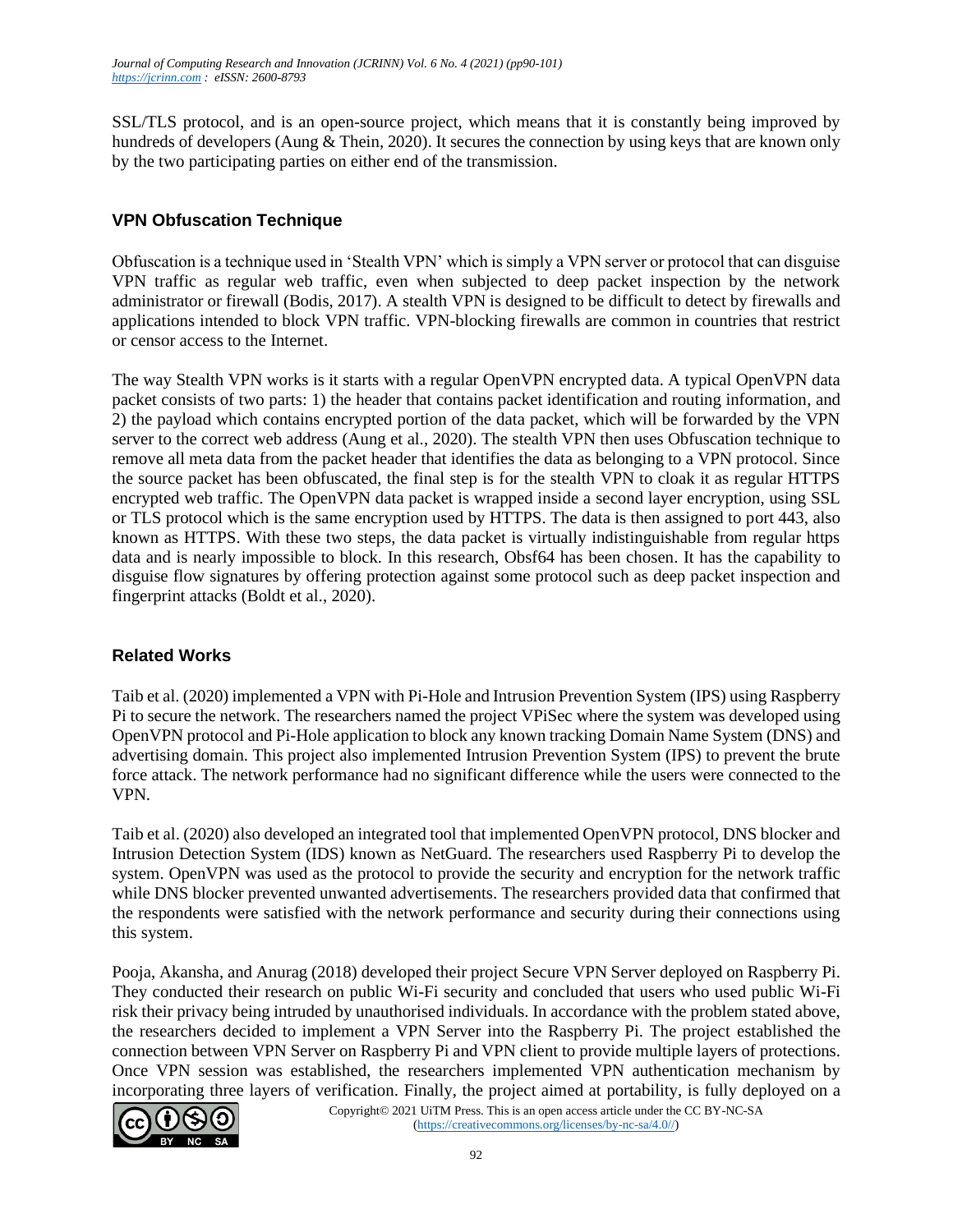SSL/TLS protocol, and is an open-source project, which means that it is constantly being improved by hundreds of developers (Aung & Thein, 2020). It secures the connection by using keys that are known only by the two participating parties on either end of the transmission.

### VPN Obfuscation Technique

Obfuscation is a technique used in 'Stealth VPN' which is simply a VPN server or protocol that can disguise VPN traffic as regular web traffic, even when subjected to deep packet inspection by the network administrator or firewall (Bodis, 2017). A stealth VPN is designed to be difficult to detect by firewalls and applications intended to block VPN traffic. VPN-blocking firewalls are common in countries that restrict or censor access to the Internet.

The way Stealth VPN works is it starts with a regular OpenVPN encrypted data. A typical OpenVPN data packet consists of two parts: 1) the header that contains packet identification and routing information, and 2) the payload which contains encrypted portion of the data packet, which will be forwarded by the VPN server to the correct web address (Aung et al., 2020). The stealth VPN then uses Obfuscation technique to remove all meta data from the packet header that identifies the data as belonging to a VPN protocol. Since the source packet has been obfuscated, the final step is for the stealth VPN to cloak it as regular HTTPS encrypted web traffic. The OpenVPN data packet is wrapped inside a second layer encryption, using SSL or TLS protocol which is the same encryption used by HTTPS. The data is then assigned to port 443, also known as HTTPS. With these two steps, the data packet is virtually indistinguishable from regular https data and is nearly impossible to block. In this research, Obsf64 has been chosen. It has the capability to disguise flow signatures by offering protection against some protocol such as deep packet inspection and fingerprint attacks (Boldt et al., 2020).

### Related Works

Taib et al. (2020) implemented a VPN with Pi-Hole and Intrusion Prevention System (IPS) using Raspberry Pi to secure the network. The researchers named the project VPiSec where the system was developed using OpenVPN protocol and Pi-Hole application to block any known tracking Domain Name System (DNS) and advertising domain. This project also implemented Intrusion Prevention System (IPS) to prevent the brute force attack. The network performance had no significant difference while the users were connected to the VPN.

Taib et al. (2020) also developed an integrated tool that implemented OpenVPN protocol, DNS blocker and Intrusion Detection System (IDS) known as NetGuard. The researchers used Raspberry Pi to develop the system. OpenVPN was used as the protocol to provide the security and encryption for the network traffic while DNS blocker prevented unwanted advertisements. The researchers provided data that confirmed that the respondents were satisfied with the network performance and security during their connections using this system.

Pooja, Akansha, and Anurag (2018) developed their project Secure VPN Server deployed on Raspberry Pi. They conducted their research on public Wi-Fi security and concluded that users who used public Wi-Fi risk their privacy being intruded by unauthorised individuals. In accordance with the problem stated above, the researchers decided to implement a VPN Server into the Raspberry Pi. The project established the connection between VPN Server on Raspberry Pi and VPN client to provide multiple layers of protections. Once VPN session was established, the researchers implemented VPN authentication mechanism by incorporating three layers of verification. Finally, the project aimed at portability, is fully deployed on a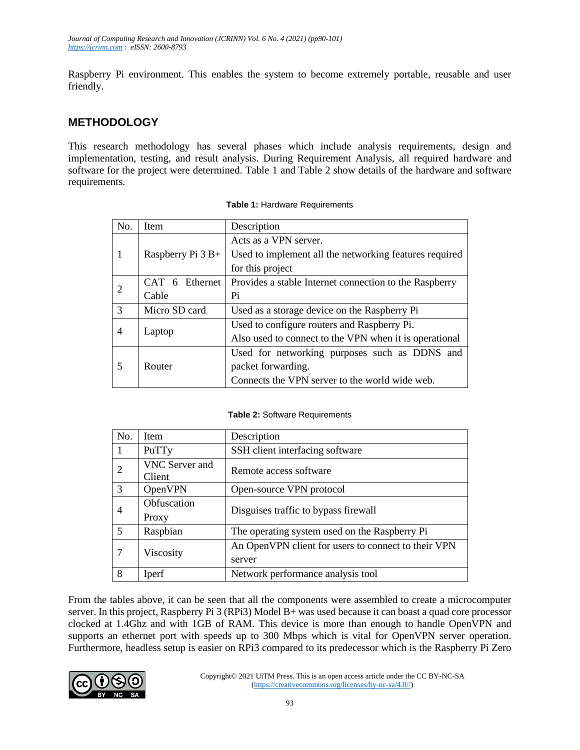Raspberry Pi environment. This enables the system to become extremely portable, reusable and user friendly.

## METHODOLOGY

This research methodology has several phases which include analysis requirements, design and implementation, testing, and result analysis. During Requirement Analysis, all required hardware and software for the project were determined. Table 1 and Table 2 show details of the hardware and software requirements.

**Table 1:** Hardware Requirements

| No. | Item | Description |
|---|---|---|
| 1 | Raspberry Pi 3 B+ | Acts as a VPN server.<br>Used to implement all the networking features required for this project |
| 2 | CAT 6 Ethernet Cable | Provides a stable Internet connection to the Raspberry Pi |
| 3 | Micro SD card | Used as a storage device on the Raspberry Pi |
| 4 | Laptop | Used to configure routers and Raspberry Pi.<br>Also used to connect to the VPN when it is operational |
| 5 | Router | Used for networking purposes such as DDNS and packet forwarding.<br>Connects the VPN server to the world wide web. |

**Table 2:** Software Requirements

| No. | Item | Description |
|---|---|---|
| 1 | PuTTy | SSH client interfacing software |
| 2 | VNC Server and Client | Remote access software |
| 3 | OpenVPN | Open-source VPN protocol |
| 4 | Obfuscation Proxy | Disguises traffic to bypass firewall |
| 5 | Raspbian | The operating system used on the Raspberry Pi |
| 7 | Viscosity | An OpenVPN client for users to connect to their VPN server |
| 8 | Iperf | Network performance analysis tool |

From the tables above, it can be seen that all the components were assembled to create a microcomputer server. In this project, Raspberry Pi 3 (RPi3) Model B+ was used because it can boast a quad core processor clocked at 1.4Ghz and with 1GB of RAM. This device is more than enough to handle OpenVPN and supports an ethernet port with speeds up to 300 Mbps which is vital for OpenVPN server operation. Furthermore, headless setup is easier on RPi3 compared to its predecessor which is the Raspberry Pi Zero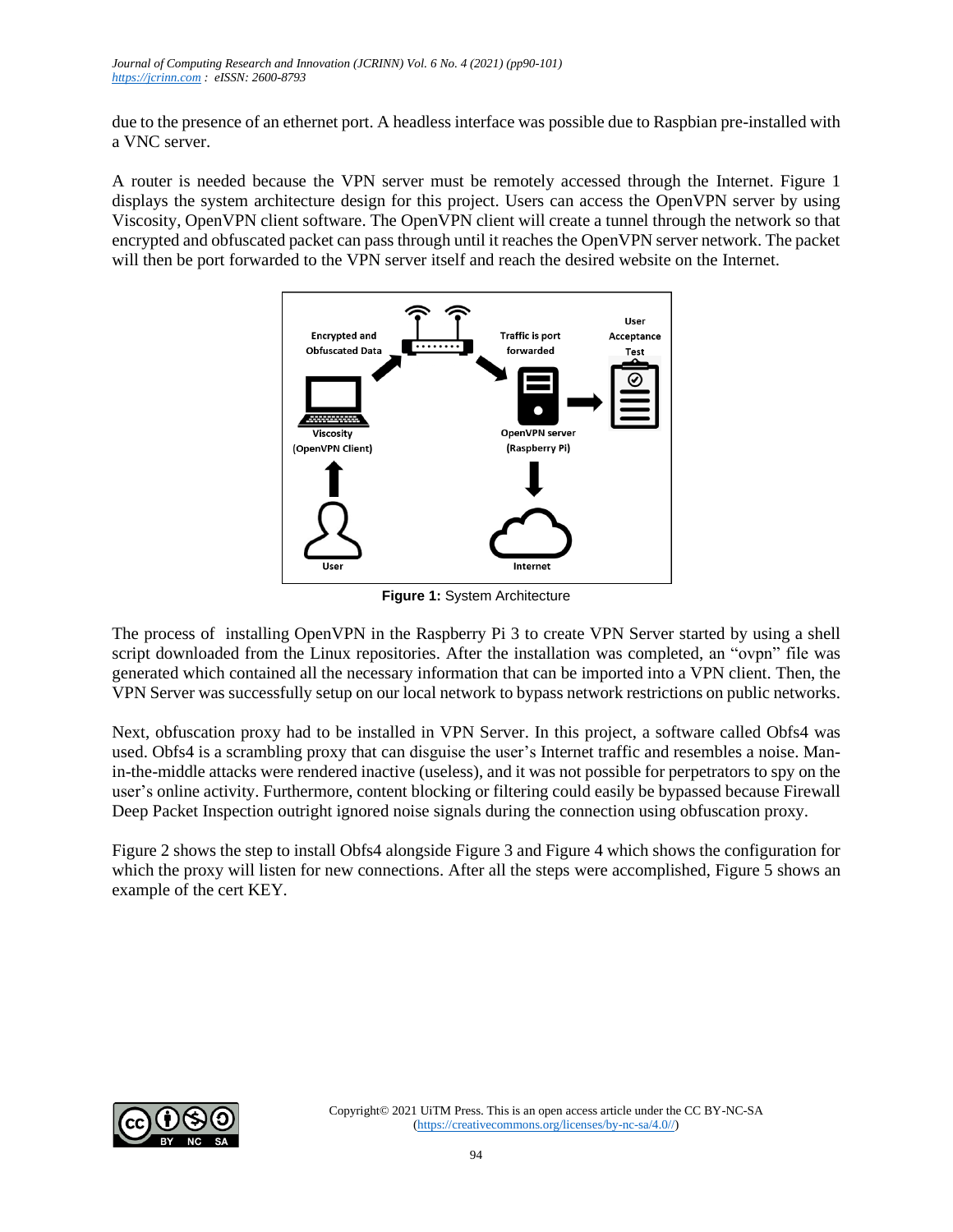due to the presence of an ethernet port. A headless interface was possible due to Raspbian pre-installed with a VNC server.

A router is needed because the VPN server must be remotely accessed through the Internet. Figure 1 displays the system architecture design for this project. Users can access the OpenVPN server by using Viscosity, OpenVPN client software. The OpenVPN client will create a tunnel through the network so that encrypted and obfuscated packet can pass through until it reaches the OpenVPN server network. The packet will then be port forwarded to the VPN server itself and reach the desired website on the Internet.

**Figure 1:** System Architecture

The process of installing OpenVPN in the Raspberry Pi 3 to create VPN Server started by using a shell script downloaded from the Linux repositories. After the installation was completed, an "ovpn" file was generated which contained all the necessary information that can be imported into a VPN client. Then, the VPN Server was successfully setup on our local network to bypass network restrictions on public networks.

Next, obfuscation proxy had to be installed in VPN Server. In this project, a software called Obfs4 was used. Obfs4 is a scrambling proxy that can disguise the user's Internet traffic and resembles a noise. Man-in-the-middle attacks were rendered inactive (useless), and it was not possible for perpetrators to spy on the user's online activity. Furthermore, content blocking or filtering could easily be bypassed because Firewall Deep Packet Inspection outright ignored noise signals during the connection using obfuscation proxy.

Figure 2 shows the step to install Obfs4 alongside Figure 3 and Figure 4 which shows the configuration for which the proxy will listen for new connections. After all the steps were accomplished, Figure 5 shows an example of the cert KEY.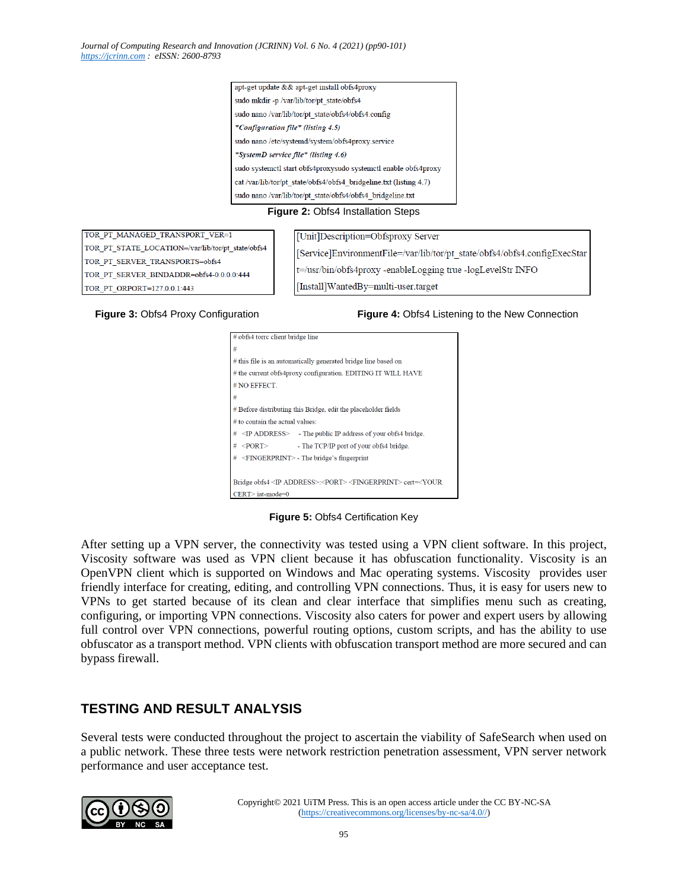```
apt-get update && apt-get install obfs4proxy
sudo mkdir -p /var/lib/tor/pt_state/obfs4
sudo nano /var/lib/tor/pt_state/obfs4/obfs4.config
*Configuration file* (listing 4.5)
sudo nano /etc/systemd/system/obfs4proxy.service
*SystemD service file* (listing 4.6)
sudo systemctl start obfs4proxysudo systemctl enable obfs4proxy
cat /var/lib/tor/pt_state/obfs4/obfs4_bridgeline.txt (listing 4.7)
sudo nano /var/lib/tor/pt_state/obfs4/obfs4_bridgeline.txt
```

**Figure 2:** Obfs4 Installation Steps

```
TOR_PT_MANAGED_TRANSPORT_VER=1
TOR_PT_STATE_LOCATION=/var/lib/tor/pt_state/obfs4
TOR_PT_SERVER_TRANSPORTS=obfs4
TOR_PT_SERVER_BINDADDR=obfs4-0.0.0.0:444
TOR_PT_ORPORT=127.0.0.1:443
```

**Figure 3:** Obfs4 Proxy Configuration

```
[Unit]Description=Obfsproxy Server
[Service]EnvironmentFile=/var/lib/tor/pt_state/obfs4/obfs4.configExecStar
t=/usr/bin/obfs4proxy -enableLogging true -logLevelStr INFO
[Install]WantedBy=multi-user.target
```

**Figure 4:** Obfs4 Listening to the New Connection

```
# obfs4 torrc client bridge line
#
# this file is an automatically generated bridge line based on
# the current obfs4proxy configuration. EDITING IT WILL HAVE
# NO EFFECT.
#
# Before distributing this Bridge, edit the placeholder fields
# to contain the actual values:
#   <IP ADDRESS>   - The public IP address of your obfs4 bridge.
#   <PORT>         - The TCP/IP port of your obfs4 bridge.
#   <FINGERPRINT> - The bridge's fingerprint

Bridge obfs4 <IP ADDRESS>:<PORT> <FINGERPRINT> cert=<YOUR
CERT> iat-mode=0
```

**Figure 5:** Obfs4 Certification Key

After setting up a VPN server, the connectivity was tested using a VPN client software. In this project, Viscosity software was used as VPN client because it has obfuscation functionality. Viscosity is an OpenVPN client which is supported on Windows and Mac operating systems. Viscosity provides user friendly interface for creating, editing, and controlling VPN connections. Thus, it is easy for users new to VPNs to get started because of its clean and clear interface that simplifies menu such as creating, configuring, or importing VPN connections. Viscosity also caters for power and expert users by allowing full control over VPN connections, powerful routing options, custom scripts, and has the ability to use obfuscator as a transport method. VPN clients with obfuscation transport method are more secured and can bypass firewall.

## TESTING AND RESULT ANALYSIS

Several tests were conducted throughout the project to ascertain the viability of SafeSearch when used on a public network. These three tests were network restriction penetration assessment, VPN server network performance and user acceptance test.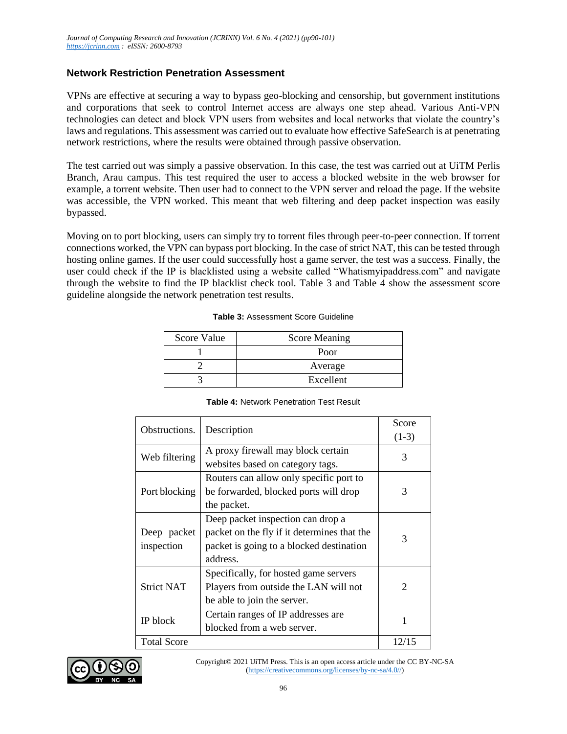## Network Restriction Penetration Assessment

VPNs are effective at securing a way to bypass geo-blocking and censorship, but government institutions and corporations that seek to control Internet access are always one step ahead. Various Anti-VPN technologies can detect and block VPN users from websites and local networks that violate the country's laws and regulations. This assessment was carried out to evaluate how effective SafeSearch is at penetrating network restrictions, where the results were obtained through passive observation.

The test carried out was simply a passive observation. In this case, the test was carried out at UiTM Perlis Branch, Arau campus. This test required the user to access a blocked website in the web browser for example, a torrent website. Then user had to connect to the VPN server and reload the page. If the website was accessible, the VPN worked. This meant that web filtering and deep packet inspection was easily bypassed.

Moving on to port blocking, users can simply try to torrent files through peer-to-peer connection. If torrent connections worked, the VPN can bypass port blocking. In the case of strict NAT, this can be tested through hosting online games. If the user could successfully host a game server, the test was a success. Finally, the user could check if the IP is blacklisted using a website called "Whatismyipaddress.com" and navigate through the website to find the IP blacklist check tool. Table 3 and Table 4 show the assessment score guideline alongside the network penetration test results.

**Table 3:** Assessment Score Guideline

| Score Value | Score Meaning |
|---|---|
| 1 | Poor |
| 2 | Average |
| 3 | Excellent |

**Table 4:** Network Penetration Test Result

| Obstructions. | Description | Score (1-3) |
|---|---|---|
| Web filtering | A proxy firewall may block certain websites based on category tags. | 3 |
| Port blocking | Routers can allow only specific port to be forwarded, blocked ports will drop the packet. | 3 |
| Deep packet inspection | Deep packet inspection can drop a packet on the fly if it determines that the packet is going to a blocked destination address. | 3 |
| Strict NAT | Specifically, for hosted game servers Players from outside the LAN will not be able to join the server. | 2 |
| IP block | Certain ranges of IP addresses are blocked from a web server. | 1 |
| Total Score | | 12/15 |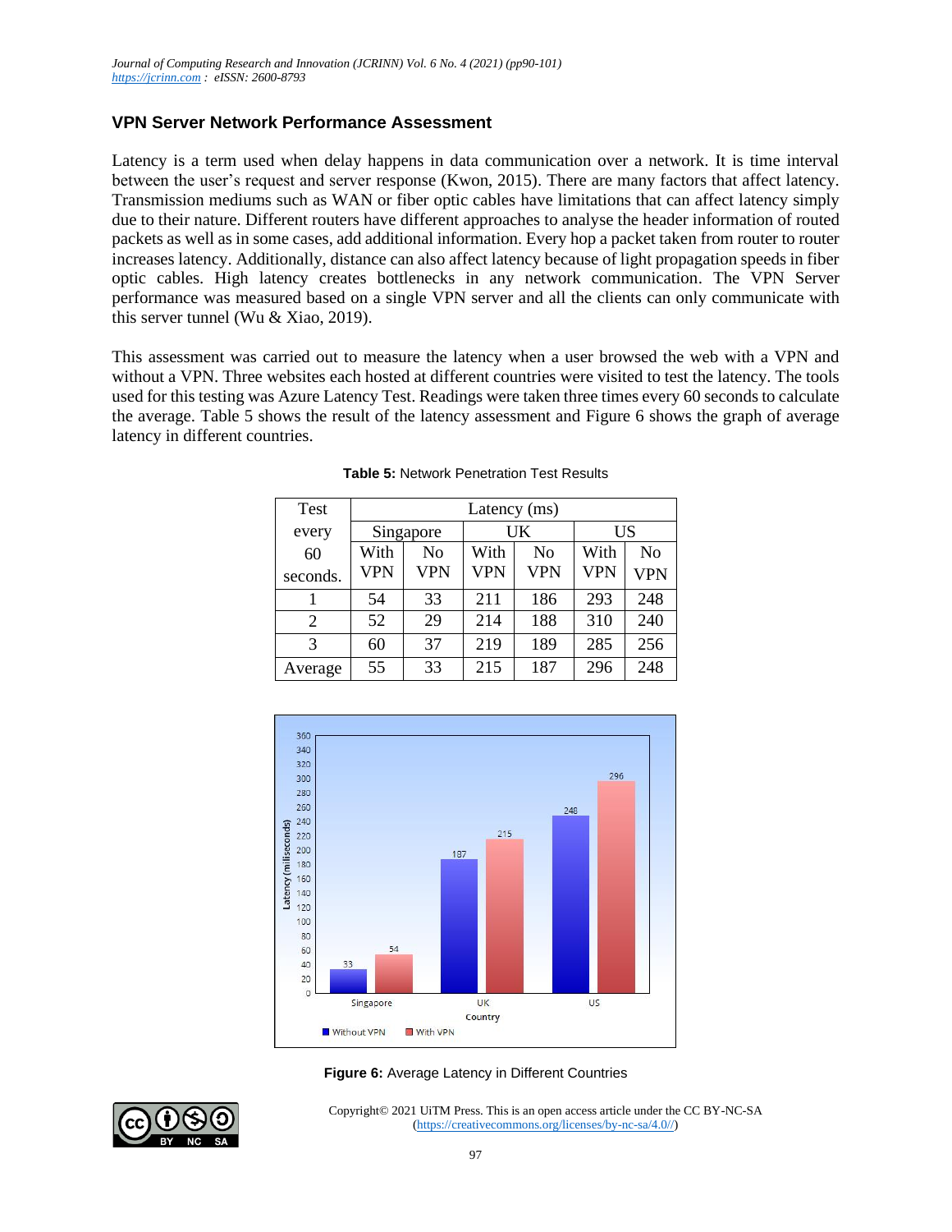### VPN Server Network Performance Assessment

Latency is a term used when delay happens in data communication over a network. It is time interval between the user's request and server response (Kwon, 2015). There are many factors that affect latency. Transmission mediums such as WAN or fiber optic cables have limitations that can affect latency simply due to their nature. Different routers have different approaches to analyse the header information of routed packets as well as in some cases, add additional information. Every hop a packet taken from router to router increases latency. Additionally, distance can also affect latency because of light propagation speeds in fiber optic cables. High latency creates bottlenecks in any network communication. The VPN Server performance was measured based on a single VPN server and all the clients can only communicate with this server tunnel (Wu & Xiao, 2019).

This assessment was carried out to measure the latency when a user browsed the web with a VPN and without a VPN. Three websites each hosted at different countries were visited to test the latency. The tools used for this testing was Azure Latency Test. Readings were taken three times every 60 seconds to calculate the average. Table 5 shows the result of the latency assessment and Figure 6 shows the graph of average latency in different countries.

**Table 5:** Network Penetration Test Results

| Test every 60 seconds. | Latency (ms) | | | | | |
|---|---|---|---|---|---|---|
| | Singapore | | UK | | US | |
| | With VPN | No VPN | With VPN | No VPN | With VPN | No VPN |
| 1 | 54 | 33 | 211 | 186 | 293 | 248 |
| 2 | 52 | 29 | 214 | 188 | 310 | 240 |
| 3 | 60 | 37 | 219 | 189 | 285 | 256 |
| Average | 55 | 33 | 215 | 187 | 296 | 248 |

**Figure 6:** Average Latency in Different Countries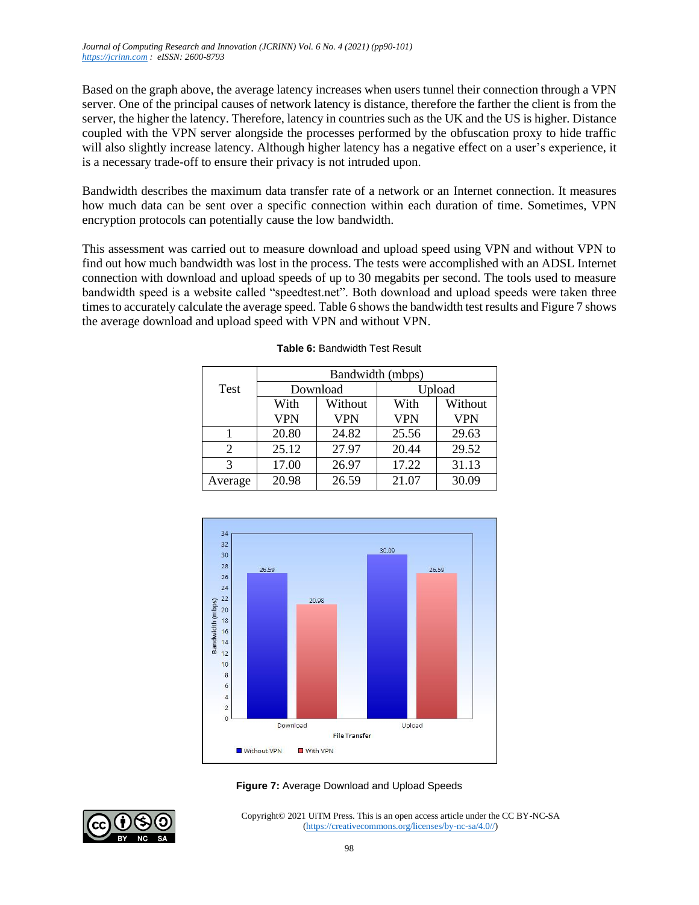Based on the graph above, the average latency increases when users tunnel their connection through a VPN server. One of the principal causes of network latency is distance, therefore the farther the client is from the server, the higher the latency. Therefore, latency in countries such as the UK and the US is higher. Distance coupled with the VPN server alongside the processes performed by the obfuscation proxy to hide traffic will also slightly increase latency. Although higher latency has a negative effect on a user's experience, it is a necessary trade-off to ensure their privacy is not intruded upon.

Bandwidth describes the maximum data transfer rate of a network or an Internet connection. It measures how much data can be sent over a specific connection within each duration of time. Sometimes, VPN encryption protocols can potentially cause the low bandwidth.

This assessment was carried out to measure download and upload speed using VPN and without VPN to find out how much bandwidth was lost in the process. The tests were accomplished with an ADSL Internet connection with download and upload speeds of up to 30 megabits per second. The tools used to measure bandwidth speed is a website called "speedtest.net". Both download and upload speeds were taken three times to accurately calculate the average speed. Table 6 shows the bandwidth test results and Figure 7 shows the average download and upload speed with VPN and without VPN.

**Table 6:** Bandwidth Test Result

| Test | Bandwidth (mbps) | | | |
|---|---|---|---|---|
| | Download | | Upload | |
| | With VPN | Without VPN | With VPN | Without VPN |
| 1 | 20.80 | 24.82 | 25.56 | 29.63 |
| 2 | 25.12 | 27.97 | 20.44 | 29.52 |
| 3 | 17.00 | 26.97 | 17.22 | 31.13 |
| Average | 20.98 | 26.59 | 21.07 | 30.09 |

**Figure 7:** Average Download and Upload Speeds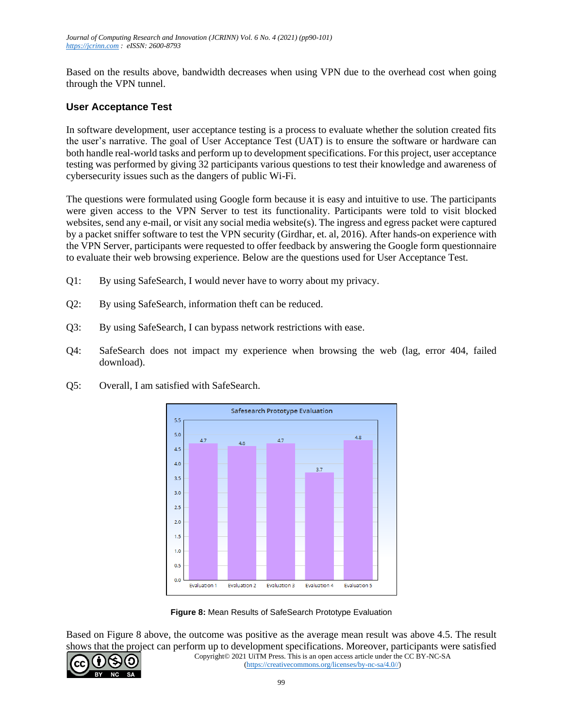Based on the results above, bandwidth decreases when using VPN due to the overhead cost when going through the VPN tunnel.

### User Acceptance Test

In software development, user acceptance testing is a process to evaluate whether the solution created fits the user's narrative. The goal of User Acceptance Test (UAT) is to ensure the software or hardware can both handle real-world tasks and perform up to development specifications. For this project, user acceptance testing was performed by giving 32 participants various questions to test their knowledge and awareness of cybersecurity issues such as the dangers of public Wi-Fi.

The questions were formulated using Google form because it is easy and intuitive to use. The participants were given access to the VPN Server to test its functionality. Participants were told to visit blocked websites, send any e-mail, or visit any social media website(s). The ingress and egress packet were captured by a packet sniffer software to test the VPN security (Girdhar, et. al, 2016). After hands-on experience with the VPN Server, participants were requested to offer feedback by answering the Google form questionnaire to evaluate their web browsing experience. Below are the questions used for User Acceptance Test.

Q1: By using SafeSearch, I would never have to worry about my privacy.

Q2: By using SafeSearch, information theft can be reduced.

Q3: By using SafeSearch, I can bypass network restrictions with ease.

Q4: SafeSearch does not impact my experience when browsing the web (lag, error 404, failed download).

Q5: Overall, I am satisfied with SafeSearch.

**Figure 8:** Mean Results of SafeSearch Prototype Evaluation

Based on Figure 8 above, the outcome was positive as the average mean result was above 4.5. The result shows that the project can perform up to development specifications. Moreover, participants were satisfied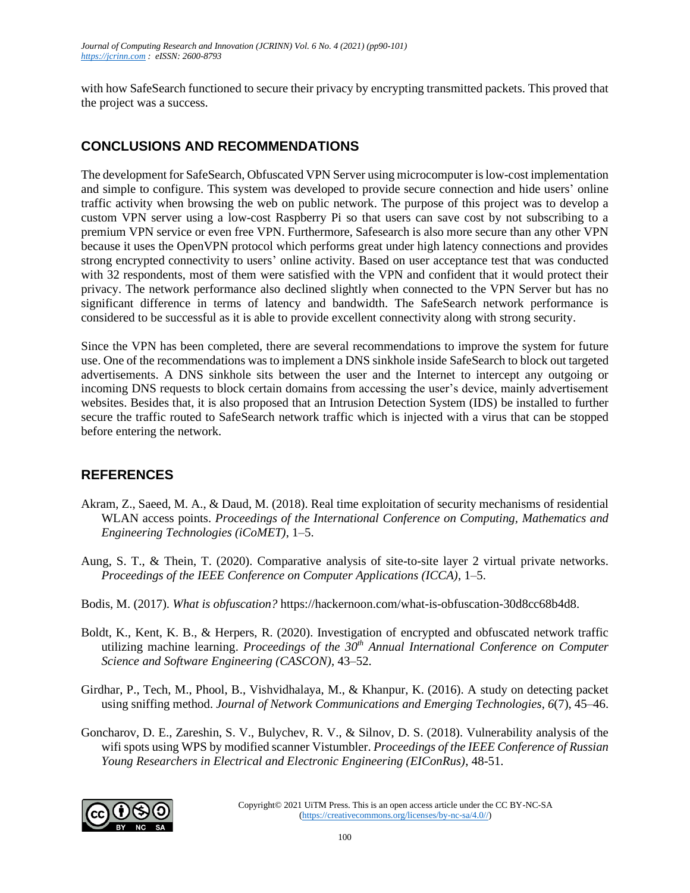with how SafeSearch functioned to secure their privacy by encrypting transmitted packets. This proved that the project was a success.

## CONCLUSIONS AND RECOMMENDATIONS

The development for SafeSearch, Obfuscated VPN Server using microcomputer is low-cost implementation and simple to configure. This system was developed to provide secure connection and hide users' online traffic activity when browsing the web on public network. The purpose of this project was to develop a custom VPN server using a low-cost Raspberry Pi so that users can save cost by not subscribing to a premium VPN service or even free VPN. Furthermore, Safesearch is also more secure than any other VPN because it uses the OpenVPN protocol which performs great under high latency connections and provides strong encrypted connectivity to users' online activity. Based on user acceptance test that was conducted with 32 respondents, most of them were satisfied with the VPN and confident that it would protect their privacy. The network performance also declined slightly when connected to the VPN Server but has no significant difference in terms of latency and bandwidth. The SafeSearch network performance is considered to be successful as it is able to provide excellent connectivity along with strong security.

Since the VPN has been completed, there are several recommendations to improve the system for future use. One of the recommendations was to implement a DNS sinkhole inside SafeSearch to block out targeted advertisements. A DNS sinkhole sits between the user and the Internet to intercept any outgoing or incoming DNS requests to block certain domains from accessing the user's device, mainly advertisement websites. Besides that, it is also proposed that an Intrusion Detection System (IDS) be installed to further secure the traffic routed to SafeSearch network traffic which is injected with a virus that can be stopped before entering the network.

## REFERENCES

Akram, Z., Saeed, M. A., & Daud, M. (2018). Real time exploitation of security mechanisms of residential WLAN access points. *Proceedings of the International Conference on Computing, Mathematics and Engineering Technologies (iCoMET)*, 1–5.

Aung, S. T., & Thein, T. (2020). Comparative analysis of site-to-site layer 2 virtual private networks. *Proceedings of the IEEE Conference on Computer Applications (ICCA)*, 1–5.

Bodis, M. (2017). *What is obfuscation?* https://hackernoon.com/what-is-obfuscation-30d8cc68b4d8.

Boldt, K., Kent, K. B., & Herpers, R. (2020). Investigation of encrypted and obfuscated network traffic utilizing machine learning. *Proceedings of the 30th Annual International Conference on Computer Science and Software Engineering (CASCON)*, 43–52.

Girdhar, P., Tech, M., Phool, B., Vishvidhalaya, M., & Khanpur, K. (2016). A study on detecting packet using sniffing method. *Journal of Network Communications and Emerging Technologies*, *6*(7), 45–46.

Goncharov, D. E., Zareshin, S. V., Bulychev, R. V., & Silnov, D. S. (2018). Vulnerability analysis of the wifi spots using WPS by modified scanner Vistumbler. *Proceedings of the IEEE Conference of Russian Young Researchers in Electrical and Electronic Engineering (EIConRus)*, 48-51.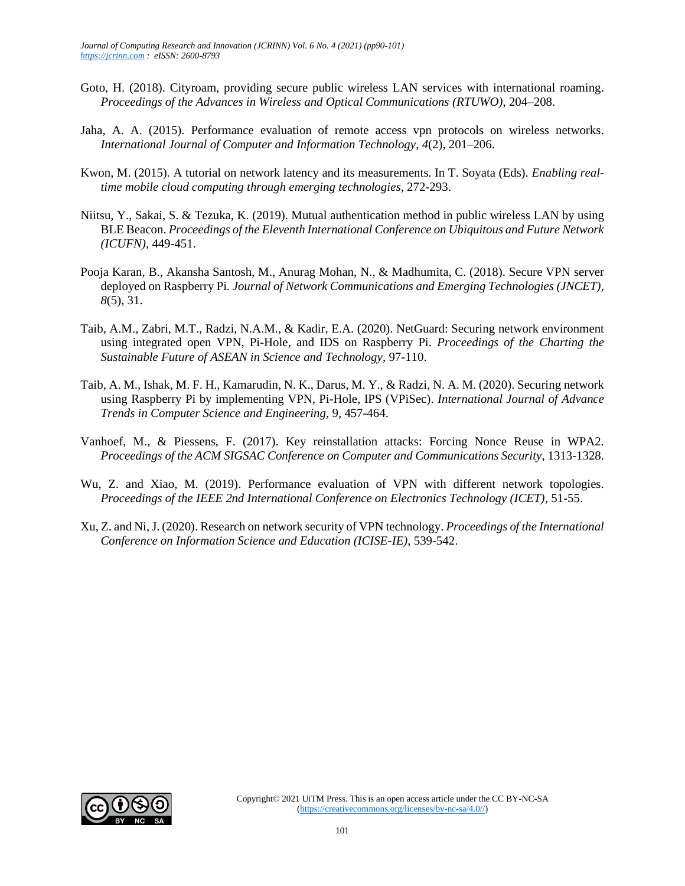Goto, H. (2018). Cityroam, providing secure public wireless LAN services with international roaming. *Proceedings of the Advances in Wireless and Optical Communications (RTUWO)*, 204–208.

Jaha, A. A. (2015). Performance evaluation of remote access vpn protocols on wireless networks. *International Journal of Computer and Information Technology*, *4*(2), 201–206.

Kwon, M. (2015). A tutorial on network latency and its measurements. In T. Soyata (Eds). *Enabling real-time mobile cloud computing through emerging technologies*, 272-293.

Niitsu, Y., Sakai, S. & Tezuka, K. (2019). Mutual authentication method in public wireless LAN by using BLE Beacon. *Proceedings of the Eleventh International Conference on Ubiquitous and Future Network (ICUFN)*, 449-451.

Pooja Karan, B., Akansha Santosh, M., Anurag Mohan, N., & Madhumita, C. (2018). Secure VPN server deployed on Raspberry Pi. *Journal of Network Communications and Emerging Technologies (JNCET)*, *8*(5), 31.

Taib, A.M., Zabri, M.T., Radzi, N.A.M., & Kadir, E.A. (2020). NetGuard: Securing network environment using integrated open VPN, Pi-Hole, and IDS on Raspberry Pi. *Proceedings of the Charting the Sustainable Future of ASEAN in Science and Technology*, 97-110.

Taib, A. M., Ishak, M. F. H., Kamarudin, N. K., Darus, M. Y., & Radzi, N. A. M. (2020). Securing network using Raspberry Pi by implementing VPN, Pi-Hole, IPS (VPiSec). *International Journal of Advance Trends in Computer Science and Engineering*, 9, 457-464.

Vanhoef, M., & Piessens, F. (2017). Key reinstallation attacks: Forcing Nonce Reuse in WPA2. *Proceedings of the ACM SIGSAC Conference on Computer and Communications Security*, 1313-1328.

Wu, Z. and Xiao, M. (2019). Performance evaluation of VPN with different network topologies. *Proceedings of the IEEE 2nd International Conference on Electronics Technology (ICET)*, 51-55.

Xu, Z. and Ni, J. (2020). Research on network security of VPN technology. *Proceedings of the International Conference on Information Science and Education (ICISE-IE)*, 539-542.

Copyright© 2021 UiTM Press. This is an open access article under the CC BY-NC-SA (https://creativecommons.org/licenses/by-nc-sa/4.0//)